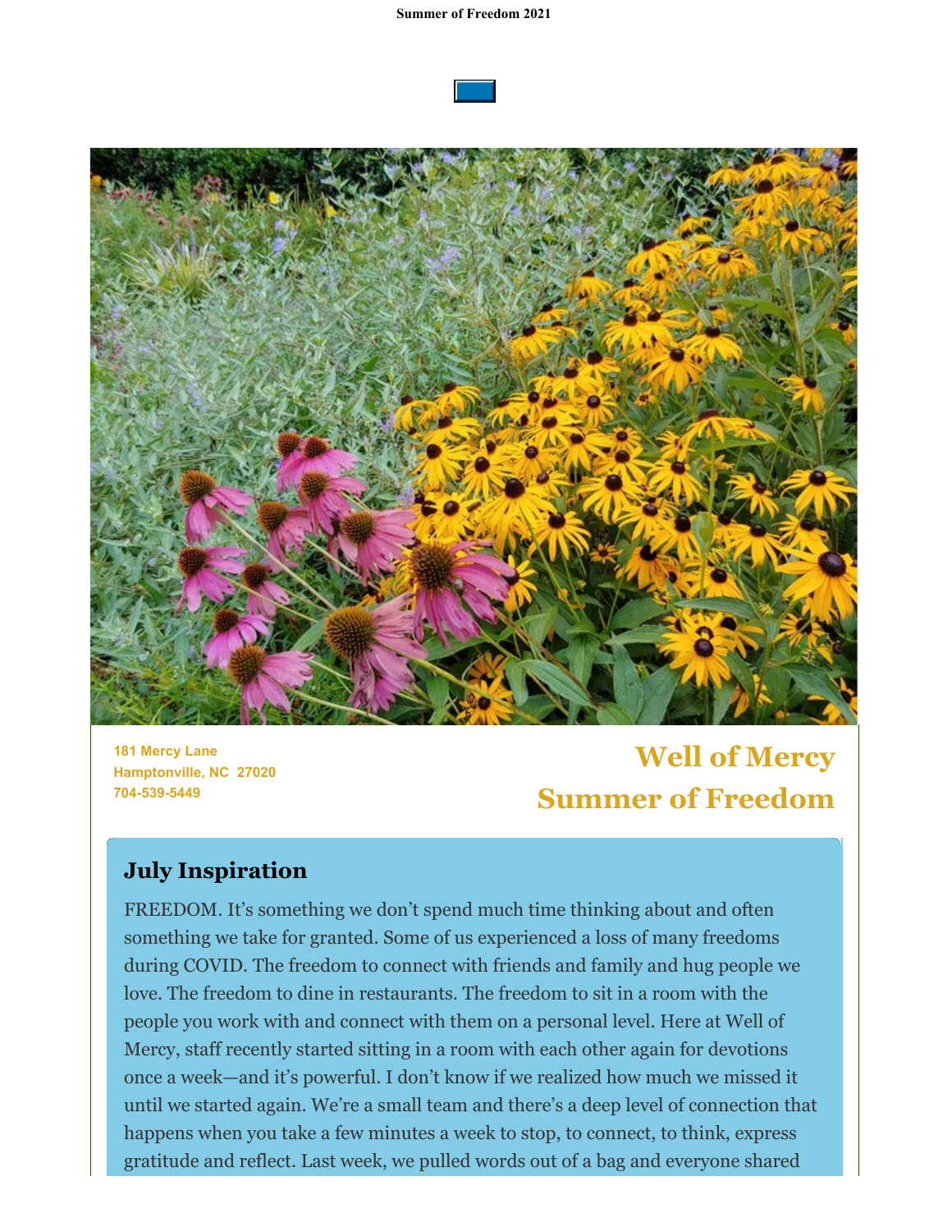181 Mercy Lane
Hamptonville, NC  27020
704-539-5449

# Well of Mercy
# Summer of Freedom

## July Inspiration

FREEDOM. It's something we don't spend much time thinking about and often something we take for granted. Some of us experienced a loss of many freedoms during COVID. The freedom to connect with friends and family and hug people we love. The freedom to dine in restaurants. The freedom to sit in a room with the people you work with and connect with them on a personal level. Here at Well of Mercy, staff recently started sitting in a room with each other again for devotions once a week—and it's powerful. I don't know if we realized how much we missed it until we started again. We're a small team and there's a deep level of connection that happens when you take a few minutes a week to stop, to connect, to think, express gratitude and reflect. Last week, we pulled words out of a bag and everyone shared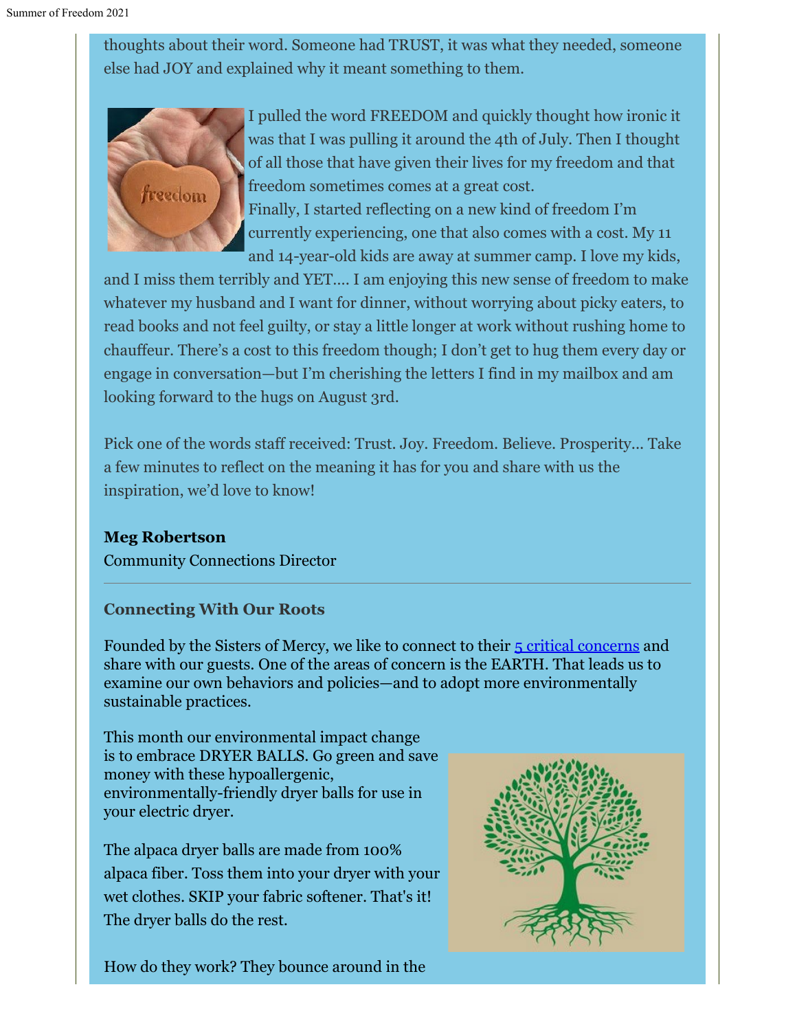thoughts about their word. Someone had TRUST, it was what they needed, someone else had JOY and explained why it meant something to them.

I pulled the word FREEDOM and quickly thought how ironic it was that I was pulling it around the 4th of July. Then I thought of all those that have given their lives for my freedom and that freedom sometimes comes at a great cost.
Finally, I started reflecting on a new kind of freedom I'm currently experiencing, one that also comes with a cost. My 11 and 14-year-old kids are away at summer camp. I love my kids, and I miss them terribly and YET.... I am enjoying this new sense of freedom to make whatever my husband and I want for dinner, without worrying about picky eaters, to read books and not feel guilty, or stay a little longer at work without rushing home to chauffeur. There's a cost to this freedom though; I don't get to hug them every day or engage in conversation—but I'm cherishing the letters I find in my mailbox and am looking forward to the hugs on August 3rd.

Pick one of the words staff received: Trust. Joy. Freedom. Believe. Prosperity... Take a few minutes to reflect on the meaning it has for you and share with us the inspiration, we'd love to know!

**Meg Robertson**
Community Connections Director

---

### Connecting With Our Roots

Founded by the Sisters of Mercy, we like to connect to their [5 critical concerns] and share with our guests. One of the areas of concern is the EARTH. That leads us to examine our own behaviors and policies—and to adopt more environmentally sustainable practices.

This month our environmental impact change is to embrace DRYER BALLS. Go green and save money with these hypoallergenic, environmentally-friendly dryer balls for use in your electric dryer.

The alpaca dryer balls are made from 100% alpaca fiber. Toss them into your dryer with your wet clothes. SKIP your fabric softener. That's it! The dryer balls do the rest.

How do they work? They bounce around in the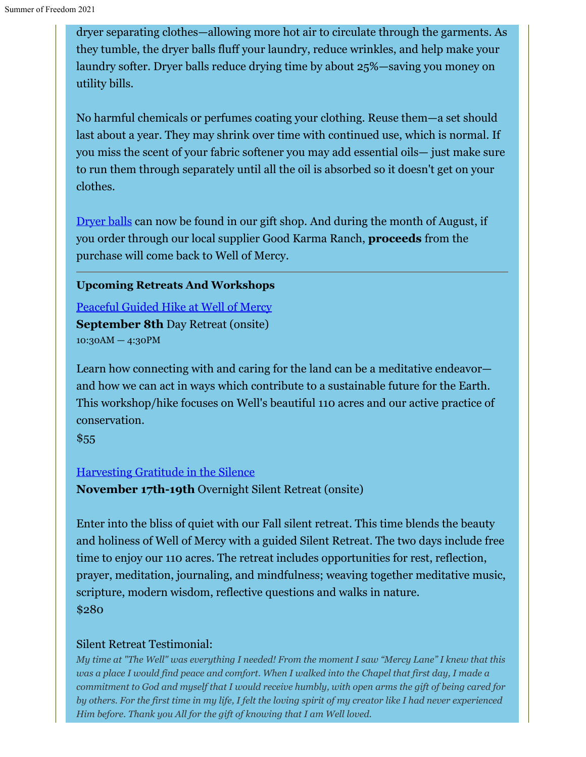dryer separating clothes—allowing more hot air to circulate through the garments. As they tumble, the dryer balls fluff your laundry, reduce wrinkles, and help make your laundry softer. Dryer balls reduce drying time by about 25%—saving you money on utility bills.

No harmful chemicals or perfumes coating your clothing. Reuse them—a set should last about a year. They may shrink over time with continued use, which is normal. If you miss the scent of your fabric softener you may add essential oils— just make sure to run them through separately until all the oil is absorbed so it doesn't get on your clothes.

Dryer balls can now be found in our gift shop. And during the month of August, if you order through our local supplier Good Karma Ranch, **proceeds** from the purchase will come back to Well of Mercy.

---

**Upcoming Retreats And Workshops**

Peaceful Guided Hike at Well of Mercy

**September 8th** Day Retreat (onsite)

10:30AM – 4:30PM

Learn how connecting with and caring for the land can be a meditative endeavor—and how we can act in ways which contribute to a sustainable future for the Earth. This workshop/hike focuses on Well's beautiful 110 acres and our active practice of conservation.

$55

Harvesting Gratitude in the Silence

**November 17th-19th** Overnight Silent Retreat (onsite)

Enter into the bliss of quiet with our Fall silent retreat. This time blends the beauty and holiness of Well of Mercy with a guided Silent Retreat. The two days include free time to enjoy our 110 acres. The retreat includes opportunities for rest, reflection, prayer, meditation, journaling, and mindfulness; weaving together meditative music, scripture, modern wisdom, reflective questions and walks in nature.

$280

Silent Retreat Testimonial:

*My time at "The Well" was everything I needed! From the moment I saw "Mercy Lane" I knew that this was a place I would find peace and comfort. When I walked into the Chapel that first day, I made a commitment to God and myself that I would receive humbly, with open arms the gift of being cared for by others. For the first time in my life, I felt the loving spirit of my creator like I had never experienced Him before. Thank you All for the gift of knowing that I am Well loved.*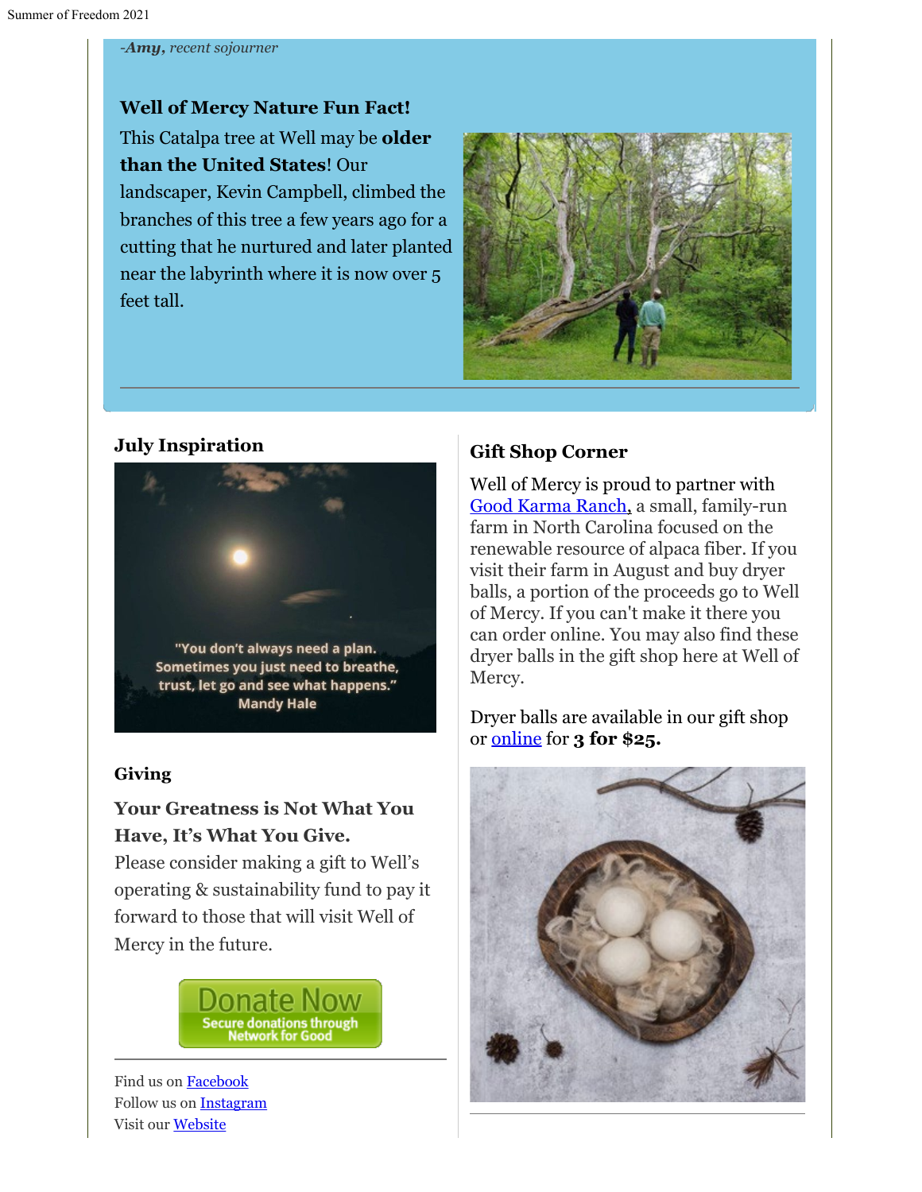*-**Amy**, recent sojourner*

**Well of Mercy Nature Fun Fact!**

This Catalpa tree at Well may be **older than the United States**! Our landscaper, Kevin Campbell, climbed the branches of this tree a few years ago for a cutting that he nurtured and later planted near the labyrinth where it is now over 5 feet tall.

---

### July Inspiration

"You don't always need a plan. Sometimes you just need to breathe, trust, let go and see what happens." Mandy Hale

### Giving

**Your Greatness is Not What You Have, It's What You Give.**

Please consider making a gift to Well's operating & sustainability fund to pay it forward to those that will visit Well of Mercy in the future.

Donate Now
Secure donations through Network for Good

---

Find us on Facebook
Follow us on Instagram
Visit our Website

### Gift Shop Corner

Well of Mercy is proud to partner with Good Karma Ranch, a small, family-run farm in North Carolina focused on the renewable resource of alpaca fiber. If you visit their farm in August and buy dryer balls, a portion of the proceeds go to Well of Mercy. If you can't make it there you can order online. You may also find these dryer balls in the gift shop here at Well of Mercy.

Dryer balls are available in our gift shop or online for **3 for $25.**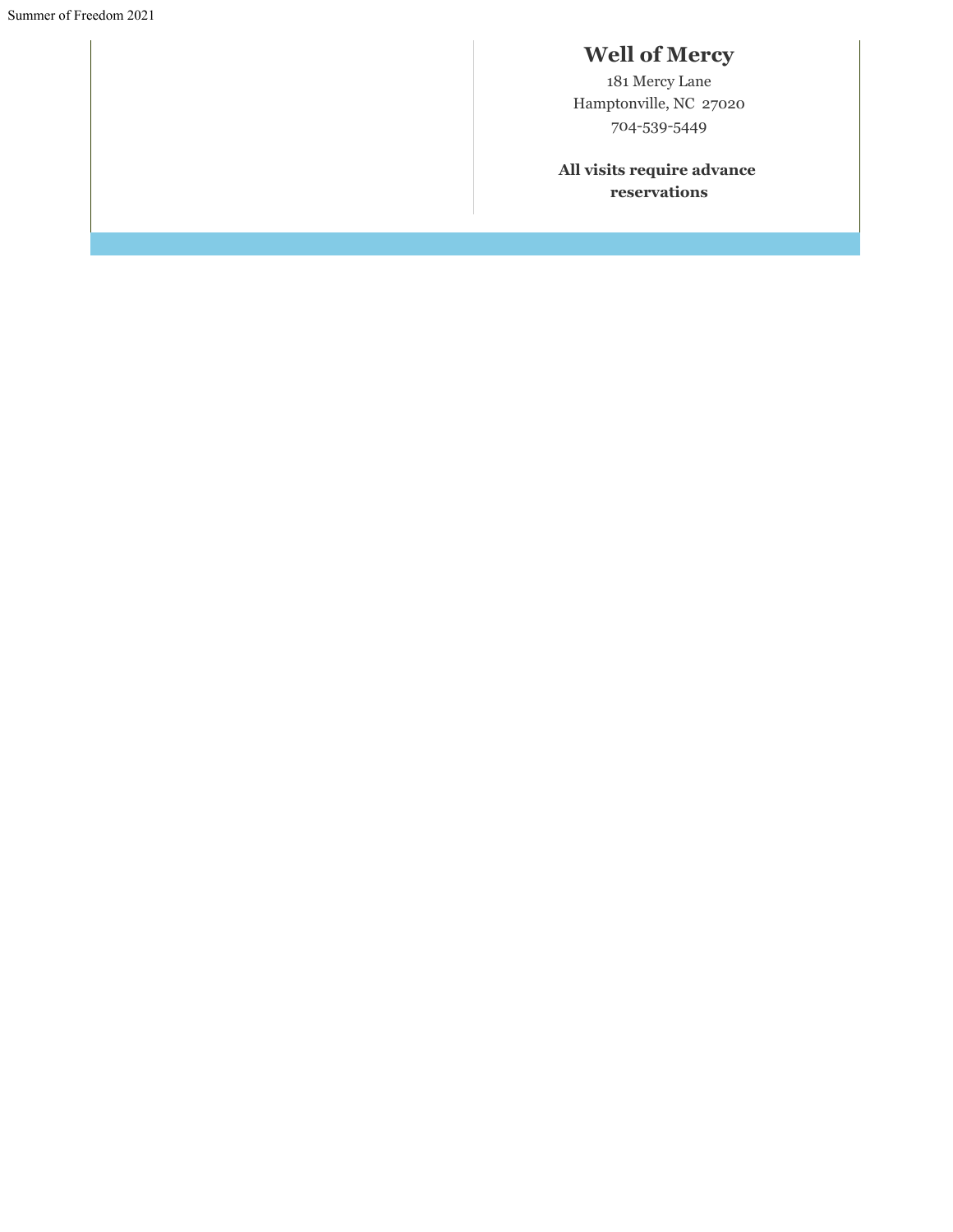## Well of Mercy

181 Mercy Lane
Hamptonville, NC 27020
704-539-5449

**All visits require advance reservations**